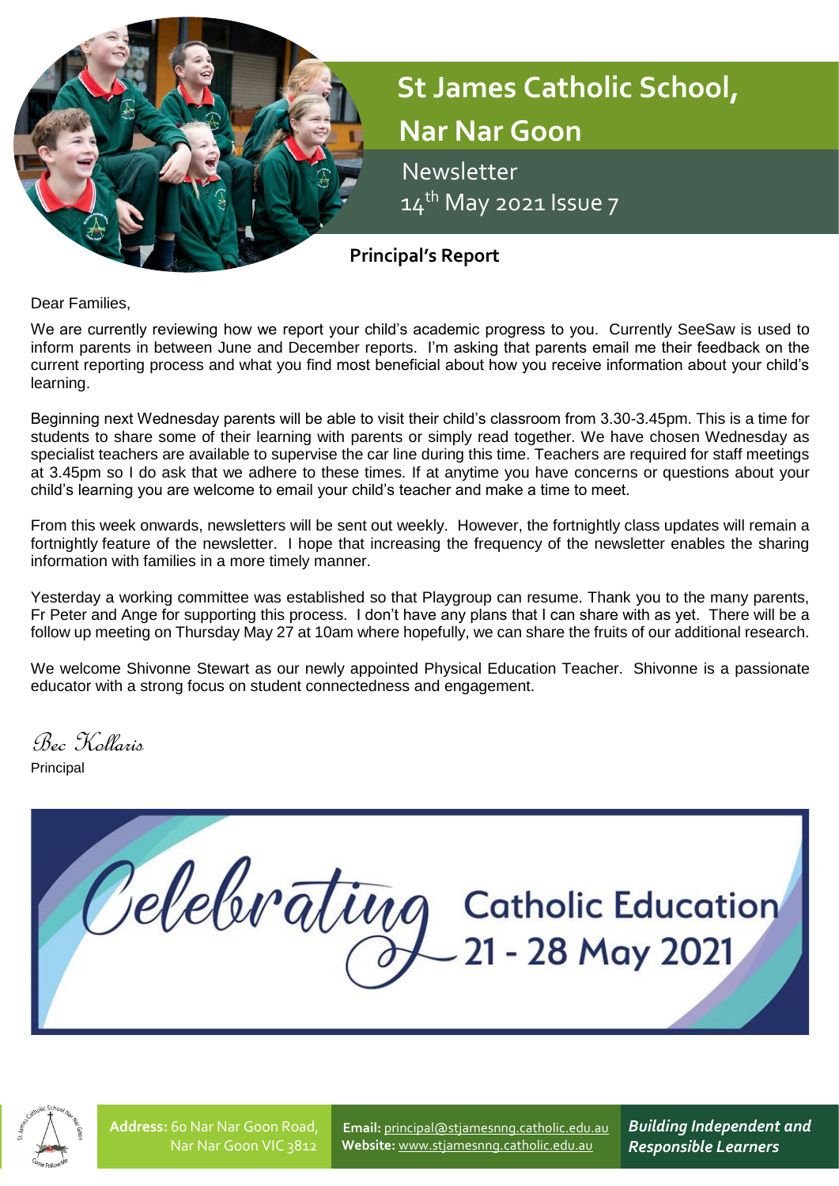# St James Catholic School, Nar Nar Goon

Newsletter

14th May 2021 Issue 7

## Principal's Report

Dear Families,

We are currently reviewing how we report your child's academic progress to you. Currently SeeSaw is used to inform parents in between June and December reports. I'm asking that parents email me their feedback on the current reporting process and what you find most beneficial about how you receive information about your child's learning.

Beginning next Wednesday parents will be able to visit their child's classroom from 3.30-3.45pm. This is a time for students to share some of their learning with parents or simply read together. We have chosen Wednesday as specialist teachers are available to supervise the car line during this time. Teachers are required for staff meetings at 3.45pm so I do ask that we adhere to these times. If at anytime you have concerns or questions about your child's learning you are welcome to email your child's teacher and make a time to meet.

From this week onwards, newsletters will be sent out weekly. However, the fortnightly class updates will remain a fortnightly feature of the newsletter. I hope that increasing the frequency of the newsletter enables the sharing information with families in a more timely manner.

Yesterday a working committee was established so that Playgroup can resume. Thank you to the many parents, Fr Peter and Ange for supporting this process. I don't have any plans that I can share with as yet. There will be a follow up meeting on Thursday May 27 at 10am where hopefully, we can share the fruits of our additional research.

We welcome Shivonne Stewart as our newly appointed Physical Education Teacher. Shivonne is a passionate educator with a strong focus on student connectedness and engagement.

*Bec Kollaris*

Principal

Celebrating Catholic Education 21 - 28 May 2021

**Address:** 60 Nar Nar Goon Road, Nar Nar Goon VIC 3812

**Email:** principal@stjamesnng.catholic.edu.au
**Website:** www.stjamesnng.catholic.edu.au

***Building Independent and Responsible Learners***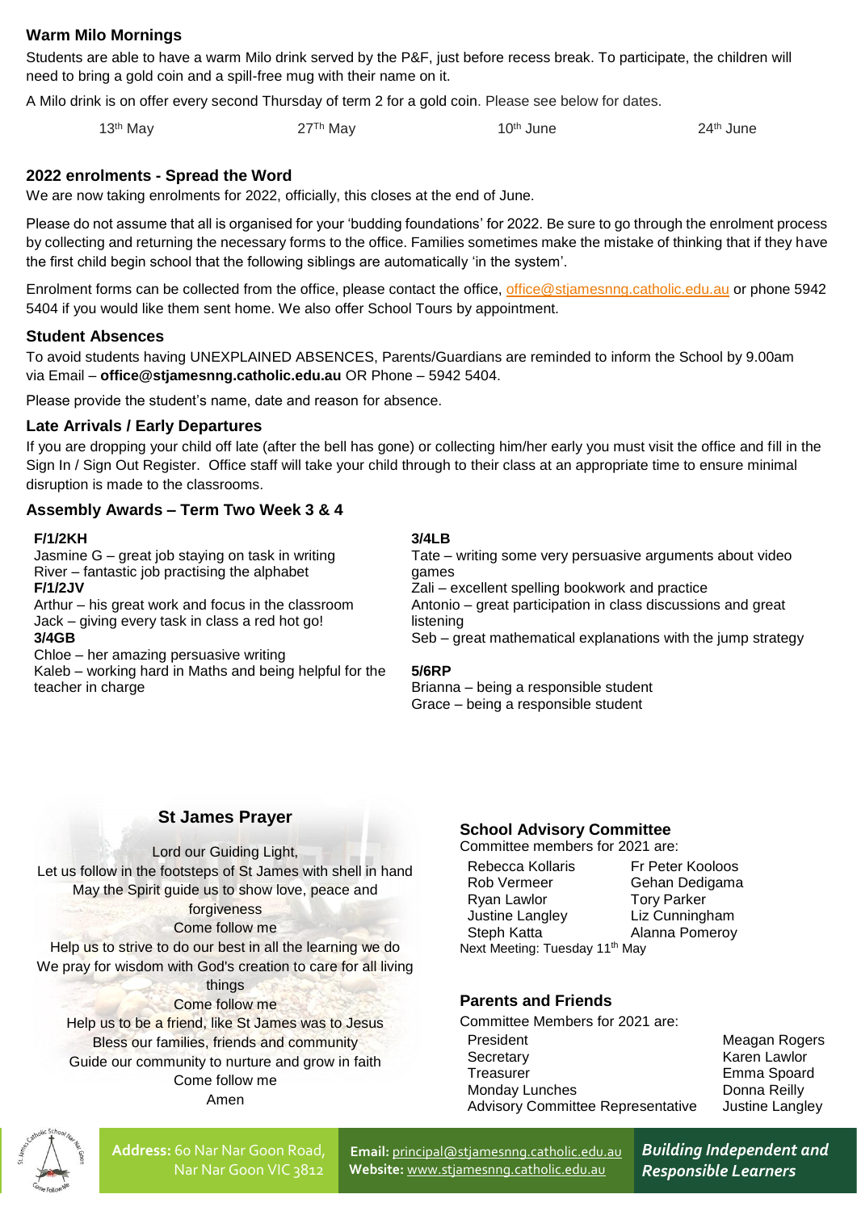## Warm Milo Mornings

Students are able to have a warm Milo drink served by the P&F, just before recess break. To participate, the children will need to bring a gold coin and a spill-free mug with their name on it.

A Milo drink is on offer every second Thursday of term 2 for a gold coin. Please see below for dates.

13th May | 27Th May | 10th June | 24th June

## 2022 enrolments - Spread the Word

We are now taking enrolments for 2022, officially, this closes at the end of June.

Please do not assume that all is organised for your 'budding foundations' for 2022. Be sure to go through the enrolment process by collecting and returning the necessary forms to the office. Families sometimes make the mistake of thinking that if they have the first child begin school that the following siblings are automatically 'in the system'.

Enrolment forms can be collected from the office, please contact the office, office@stjamesnng.catholic.edu.au or phone 5942 5404 if you would like them sent home. We also offer School Tours by appointment.

## Student Absences

To avoid students having UNEXPLAINED ABSENCES, Parents/Guardians are reminded to inform the School by 9.00am via Email – **office@stjamesnng.catholic.edu.au** OR Phone – 5942 5404.

Please provide the student's name, date and reason for absence.

## Late Arrivals / Early Departures

If you are dropping your child off late (after the bell has gone) or collecting him/her early you must visit the office and fill in the Sign In / Sign Out Register. Office staff will take your child through to their class at an appropriate time to ensure minimal disruption is made to the classrooms.

## Assembly Awards – Term Two Week 3 & 4

**F/1/2KH**
Jasmine G – great job staying on task in writing
River – fantastic job practising the alphabet

**F/1/2JV**
Arthur – his great work and focus in the classroom
Jack – giving every task in class a red hot go!

**3/4GB**
Chloe – her amazing persuasive writing
Kaleb – working hard in Maths and being helpful for the teacher in charge

**3/4LB**
Tate – writing some very persuasive arguments about video games
Zali – excellent spelling bookwork and practice
Antonio – great participation in class discussions and great listening
Seb – great mathematical explanations with the jump strategy

**5/6RP**
Brianna – being a responsible student
Grace – being a responsible student

## St James Prayer

Lord our Guiding Light,
Let us follow in the footsteps of St James with shell in hand
May the Spirit guide us to show love, peace and forgiveness
Come follow me
Help us to strive to do our best in all the learning we do
We pray for wisdom with God's creation to care for all living things
Come follow me
Help us to be a friend, like St James was to Jesus
Bless our families, friends and community
Guide our community to nurture and grow in faith
Come follow me
Amen

## School Advisory Committee

Committee members for 2021 are:

| | |
|---|---|
| Rebecca Kollaris | Fr Peter Kooloos |
| Rob Vermeer | Gehan Dedigama |
| Ryan Lawlor | Tory Parker |
| Justine Langley | Liz Cunningham |
| Steph Katta | Alanna Pomeroy |

Next Meeting: Tuesday 11th May

## Parents and Friends

Committee Members for 2021 are:

| | |
|---|---|
| President | Meagan Rogers |
| Secretary | Karen Lawlor |
| Treasurer | Emma Spoard |
| Monday Lunches | Donna Reilly |
| Advisory Committee Representative | Justine Langley |

**Address:** 60 Nar Nar Goon Road, Nar Nar Goon VIC 3812
**Email:** principal@stjamesnng.catholic.edu.au
**Website:** www.stjamesnng.catholic.edu.au

***Building Independent and Responsible Learners***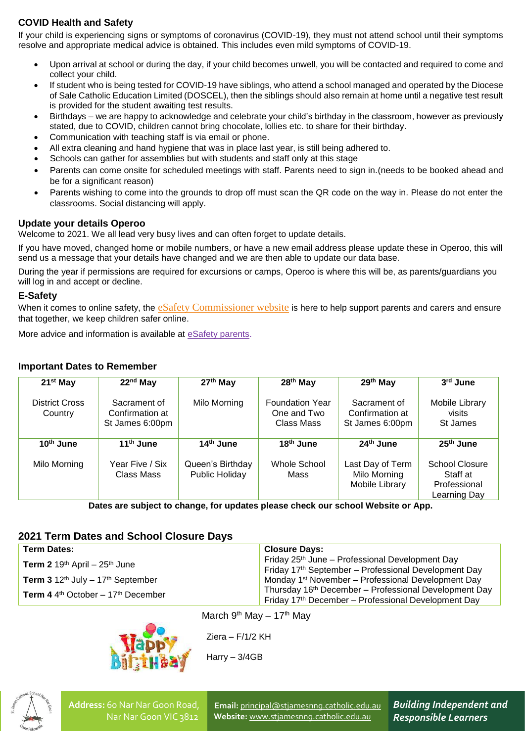## COVID Health and Safety

If your child is experiencing signs or symptoms of coronavirus (COVID-19), they must not attend school until their symptoms resolve and appropriate medical advice is obtained. This includes even mild symptoms of COVID-19.

- Upon arrival at school or during the day, if your child becomes unwell, you will be contacted and required to come and collect your child.
- If student who is being tested for COVID-19 have siblings, who attend a school managed and operated by the Diocese of Sale Catholic Education Limited (DOSCEL), then the siblings should also remain at home until a negative test result is provided for the student awaiting test results.
- Birthdays – we are happy to acknowledge and celebrate your child's birthday in the classroom, however as previously stated, due to COVID, children cannot bring chocolate, lollies etc. to share for their birthday.
- Communication with teaching staff is via email or phone.
- All extra cleaning and hand hygiene that was in place last year, is still being adhered to.
- Schools can gather for assemblies but with students and staff only at this stage
- Parents can come onsite for scheduled meetings with staff. Parents need to sign in.(needs to be booked ahead and be for a significant reason)
- Parents wishing to come into the grounds to drop off must scan the QR code on the way in. Please do not enter the classrooms. Social distancing will apply.

## Update your details Operoo

Welcome to 2021. We all lead very busy lives and can often forget to update details.

If you have moved, changed home or mobile numbers, or have a new email address please update these in Operoo, this will send us a message that your details have changed and we are then able to update our data base.

During the year if permissions are required for excursions or camps, Operoo is where this will be, as parents/guardians you will log in and accept or decline.

## E-Safety

When it comes to online safety, the eSafety Commissioner website is here to help support parents and carers and ensure that together, we keep children safer online.

More advice and information is available at eSafety parents.

## Important Dates to Remember

| 21st May | 22nd May | 27th May | 28th May | 29th May | 3rd June |
|---|---|---|---|---|---|
| District Cross Country | Sacrament of Confirmation at St James 6:00pm | Milo Morning | Foundation Year One and Two Class Mass | Sacrament of Confirmation at St James 6:00pm | Mobile Library visits St James |
| **10th June** | **11th June** | **14th June** | **18th June** | **24th June** | **25th June** |
| Milo Morning | Year Five / Six Class Mass | Queen's Birthday Public Holiday | Whole School Mass | Last Day of Term Milo Morning Mobile Library | School Closure Staff at Professional Learning Day |

**Dates are subject to change, for updates please check our school Website or App.**

## 2021 Term Dates and School Closure Days

| Term Dates: | Closure Days: |
|---|---|
| **Term 2** 19th April – 25th June | Friday 25th June – Professional Development Day |
| **Term 3** 12th July – 17th September | Friday 17th September – Professional Development Day<br>Monday 1st November – Professional Development Day |
| **Term 4** 4th October – 17th December | Thursday 16th December – Professional Development Day<br>Friday 17th December – Professional Development Day |

March 9th May – 17th May

Ziera – F/1/2 KH

Harry – 3/4GB

**Address:** 60 Nar Nar Goon Road, Nar Nar Goon VIC 3812
**Email:** principal@stjamesnng.catholic.edu.au
**Website:** www.stjamesnng.catholic.edu.au
***Building Independent and Responsible Learners***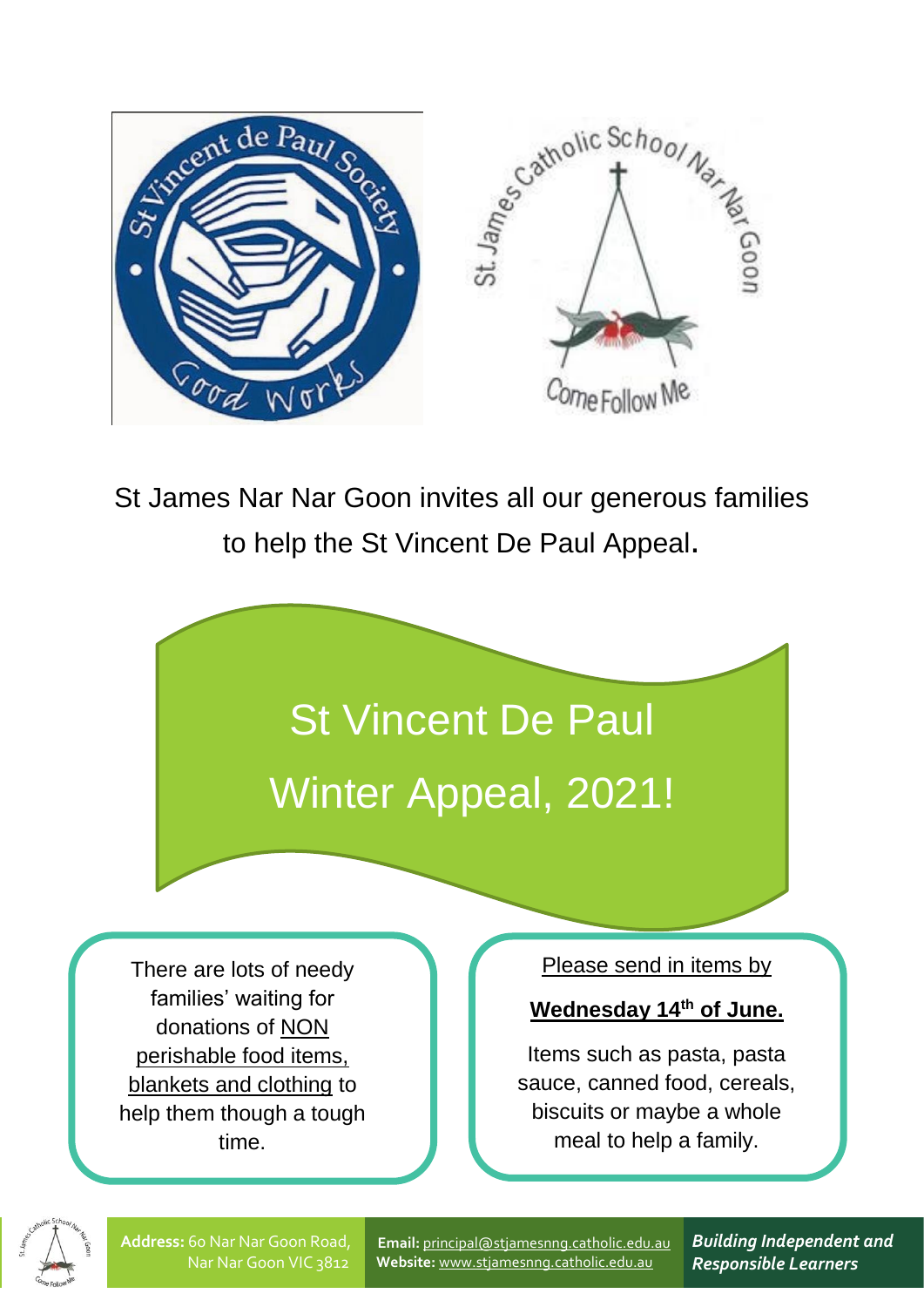St James Nar Nar Goon invites all our generous families to help the St Vincent De Paul Appeal.

# St Vincent De Paul Winter Appeal, 2021!

There are lots of needy families' waiting for donations of NON perishable food items, blankets and clothing to help them though a tough time.

Please send in items by

**Wednesday 14th of June.**

Items such as pasta, pasta sauce, canned food, cereals, biscuits or maybe a whole meal to help a family.

**Address:** 60 Nar Nar Goon Road, Nar Nar Goon VIC 3812

**Email:** principal@stjamesnng.catholic.edu.au
**Website:** www.stjamesnng.catholic.edu.au

***Building Independent and Responsible Learners***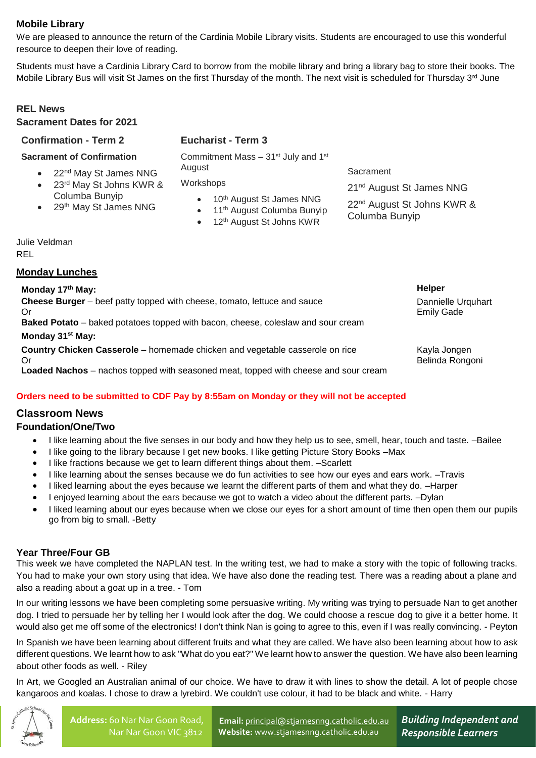## Mobile Library

We are pleased to announce the return of the Cardinia Mobile Library visits. Students are encouraged to use this wonderful resource to deepen their love of reading.

Students must have a Cardinia Library Card to borrow from the mobile library and bring a library bag to store their books. The Mobile Library Bus will visit St James on the first Thursday of the month. The next visit is scheduled for Thursday 3rd June

## REL News

### Sacrament Dates for 2021

#### Confirmation - Term 2

**Sacrament of Confirmation**

- 22nd May St James NNG
- 23rd May St Johns KWR & Columba Bunyip
- 29th May St James NNG

#### Eucharist - Term 3

Commitment Mass – 31st July and 1st August

Workshops

- 10th August St James NNG
- 11th August Columba Bunyip
- 12th August St Johns KWR

Sacrament

21nd August St James NNG

22nd August St Johns KWR & Columba Bunyip

Julie Veldman
REL

## Monday Lunches

| | Helper |
|---|---|
| **Monday 17th May:**<br>**Cheese Burger** – beef patty topped with cheese, tomato, lettuce and sauce<br>Or<br>**Baked Potato** – baked potatoes topped with bacon, cheese, coleslaw and sour cream | Dannielle Urquhart<br>Emily Gade |
| **Monday 31st May:**<br>**Country Chicken Casserole** – homemade chicken and vegetable casserole on rice<br>Or<br>**Loaded Nachos** – nachos topped with seasoned meat, topped with cheese and sour cream | Kayla Jongen<br>Belinda Rongoni |

**Orders need to be submitted to CDF Pay by 8:55am on Monday or they will not be accepted**

## Classroom News

### Foundation/One/Two

- I like learning about the five senses in our body and how they help us to see, smell, hear, touch and taste. –Bailee
- I like going to the library because I get new books. I like getting Picture Story Books –Max
- I like fractions because we get to learn different things about them. –Scarlett
- I like learning about the senses because we do fun activities to see how our eyes and ears work. –Travis
- I liked learning about the eyes because we learnt the different parts of them and what they do. –Harper
- I enjoyed learning about the ears because we got to watch a video about the different parts. –Dylan
- I liked learning about our eyes because when we close our eyes for a short amount of time then open them our pupils go from big to small. -Betty

### Year Three/Four GB

This week we have completed the NAPLAN test. In the writing test, we had to make a story with the topic of following tracks. You had to make your own story using that idea. We have also done the reading test. There was a reading about a plane and also a reading about a goat up in a tree. - Tom

In our writing lessons we have been completing some persuasive writing. My writing was trying to persuade Nan to get another dog. I tried to persuade her by telling her I would look after the dog. We could choose a rescue dog to give it a better home. It would also get me off some of the electronics! I don't think Nan is going to agree to this, even if I was really convincing. - Peyton

In Spanish we have been learning about different fruits and what they are called. We have also been learning about how to ask different questions. We learnt how to ask "What do you eat?" We learnt how to answer the question. We have also been learning about other foods as well. - Riley

In Art, we Googled an Australian animal of our choice. We have to draw it with lines to show the detail. A lot of people chose kangaroos and koalas. I chose to draw a lyrebird. We couldn't use colour, it had to be black and white. - Harry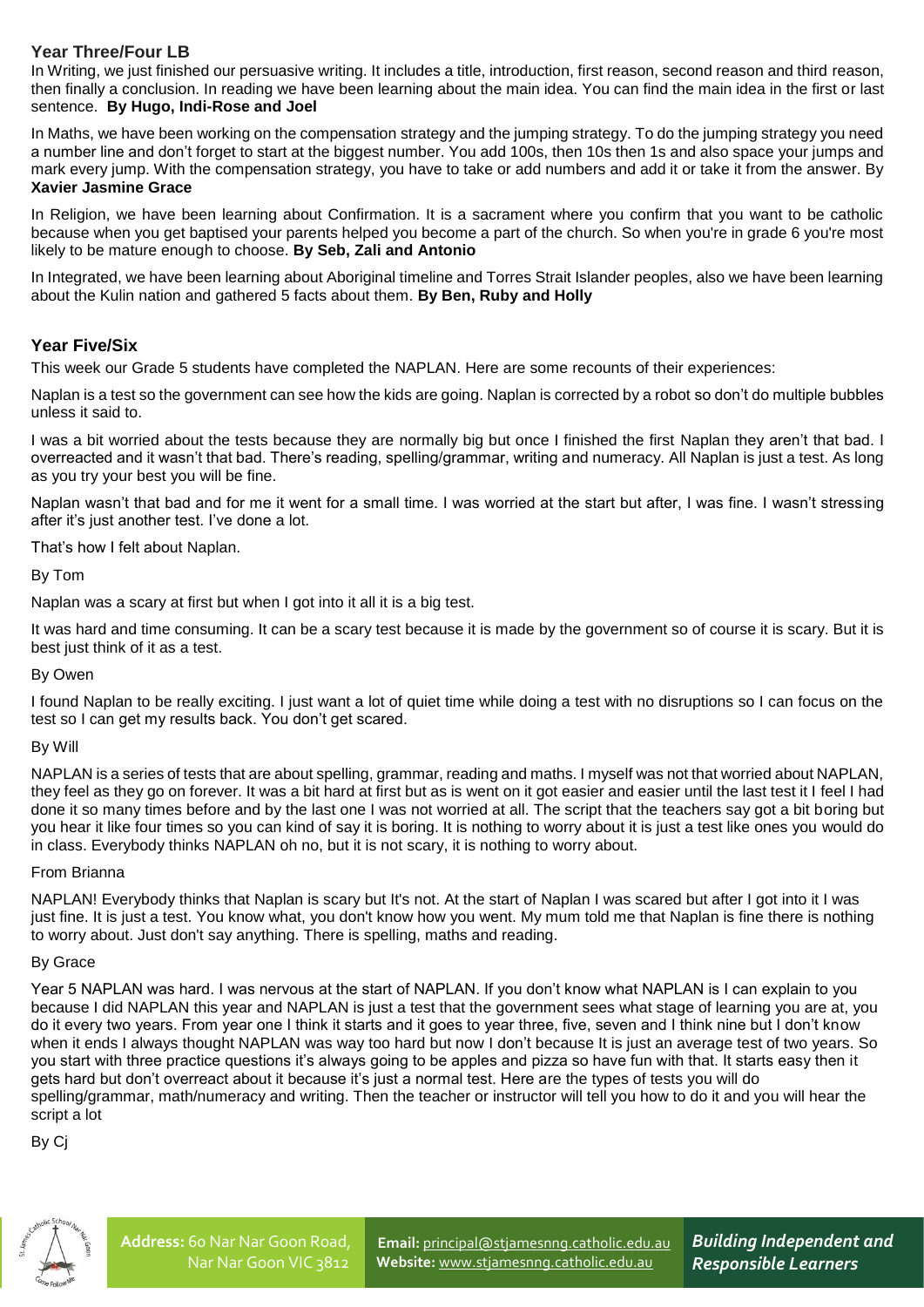### Year Three/Four LB

In Writing, we just finished our persuasive writing. It includes a title, introduction, first reason, second reason and third reason, then finally a conclusion. In reading we have been learning about the main idea. You can find the main idea in the first or last sentence. **By Hugo, Indi-Rose and Joel**

In Maths, we have been working on the compensation strategy and the jumping strategy. To do the jumping strategy you need a number line and don't forget to start at the biggest number. You add 100s, then 10s then 1s and also space your jumps and mark every jump. With the compensation strategy, you have to take or add numbers and add it or take it from the answer. By **Xavier Jasmine Grace**

In Religion, we have been learning about Confirmation. It is a sacrament where you confirm that you want to be catholic because when you get baptised your parents helped you become a part of the church. So when you're in grade 6 you're most likely to be mature enough to choose. **By Seb, Zali and Antonio**

In Integrated, we have been learning about Aboriginal timeline and Torres Strait Islander peoples, also we have been learning about the Kulin nation and gathered 5 facts about them. **By Ben, Ruby and Holly**

### Year Five/Six

This week our Grade 5 students have completed the NAPLAN. Here are some recounts of their experiences:

Naplan is a test so the government can see how the kids are going. Naplan is corrected by a robot so don't do multiple bubbles unless it said to.

I was a bit worried about the tests because they are normally big but once I finished the first Naplan they aren't that bad. I overreacted and it wasn't that bad. There's reading, spelling/grammar, writing and numeracy. All Naplan is just a test. As long as you try your best you will be fine.

Naplan wasn't that bad and for me it went for a small time. I was worried at the start but after, I was fine. I wasn't stressing after it's just another test. I've done a lot.

That's how I felt about Naplan.

By Tom

Naplan was a scary at first but when I got into it all it is a big test.

It was hard and time consuming. It can be a scary test because it is made by the government so of course it is scary. But it is best just think of it as a test.

By Owen

I found Naplan to be really exciting. I just want a lot of quiet time while doing a test with no disruptions so I can focus on the test so I can get my results back. You don't get scared.

By Will

NAPLAN is a series of tests that are about spelling, grammar, reading and maths. I myself was not that worried about NAPLAN, they feel as they go on forever. It was a bit hard at first but as is went on it got easier and easier until the last test it I feel I had done it so many times before and by the last one I was not worried at all. The script that the teachers say got a bit boring but you hear it like four times so you can kind of say it is boring. It is nothing to worry about it is just a test like ones you would do in class. Everybody thinks NAPLAN oh no, but it is not scary, it is nothing to worry about.

From Brianna

NAPLAN! Everybody thinks that Naplan is scary but It's not. At the start of Naplan I was scared but after I got into it I was just fine. It is just a test. You know what, you don't know how you went. My mum told me that Naplan is fine there is nothing to worry about. Just don't say anything. There is spelling, maths and reading.

By Grace

Year 5 NAPLAN was hard. I was nervous at the start of NAPLAN. If you don't know what NAPLAN is I can explain to you because I did NAPLAN this year and NAPLAN is just a test that the government sees what stage of learning you are at, you do it every two years. From year one I think it starts and it goes to year three, five, seven and I think nine but I don't know when it ends I always thought NAPLAN was way too hard but now I don't because It is just an average test of two years. So you start with three practice questions it's always going to be apples and pizza so have fun with that. It starts easy then it gets hard but don't overreact about it because it's just a normal test. Here are the types of tests you will do spelling/grammar, math/numeracy and writing. Then the teacher or instructor will tell you how to do it and you will hear the script a lot

By Cj